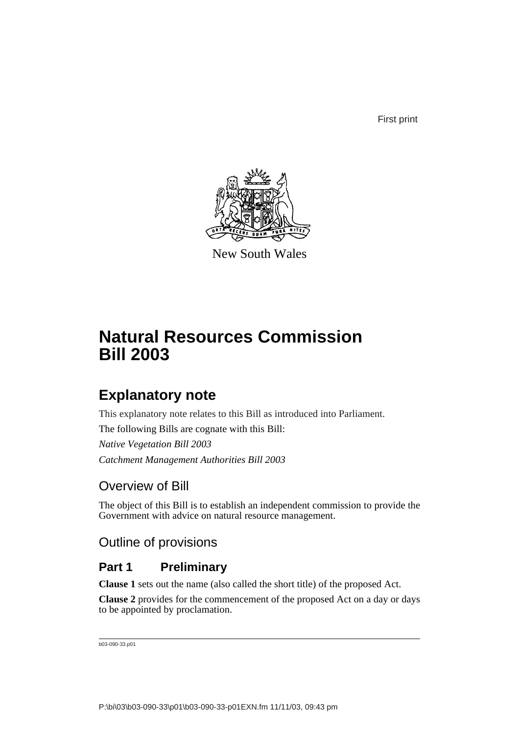First print

New South Wales

# Natural Resources Commission Bill 2003

## Explanatory note

This explanatory note relates to this Bill as introduced into Parliament.

The following Bills are cognate with this Bill:

*Native Vegetation Bill 2003*

*Catchment Management Authorities Bill 2003*

### Overview of Bill

The object of this Bill is to establish an independent commission to provide the Government with advice on natural resource management.

### Outline of provisions

#### Part 1 Preliminary

**Clause 1** sets out the name (also called the short title) of the proposed Act.

**Clause 2** provides for the commencement of the proposed Act on a day or days to be appointed by proclamation.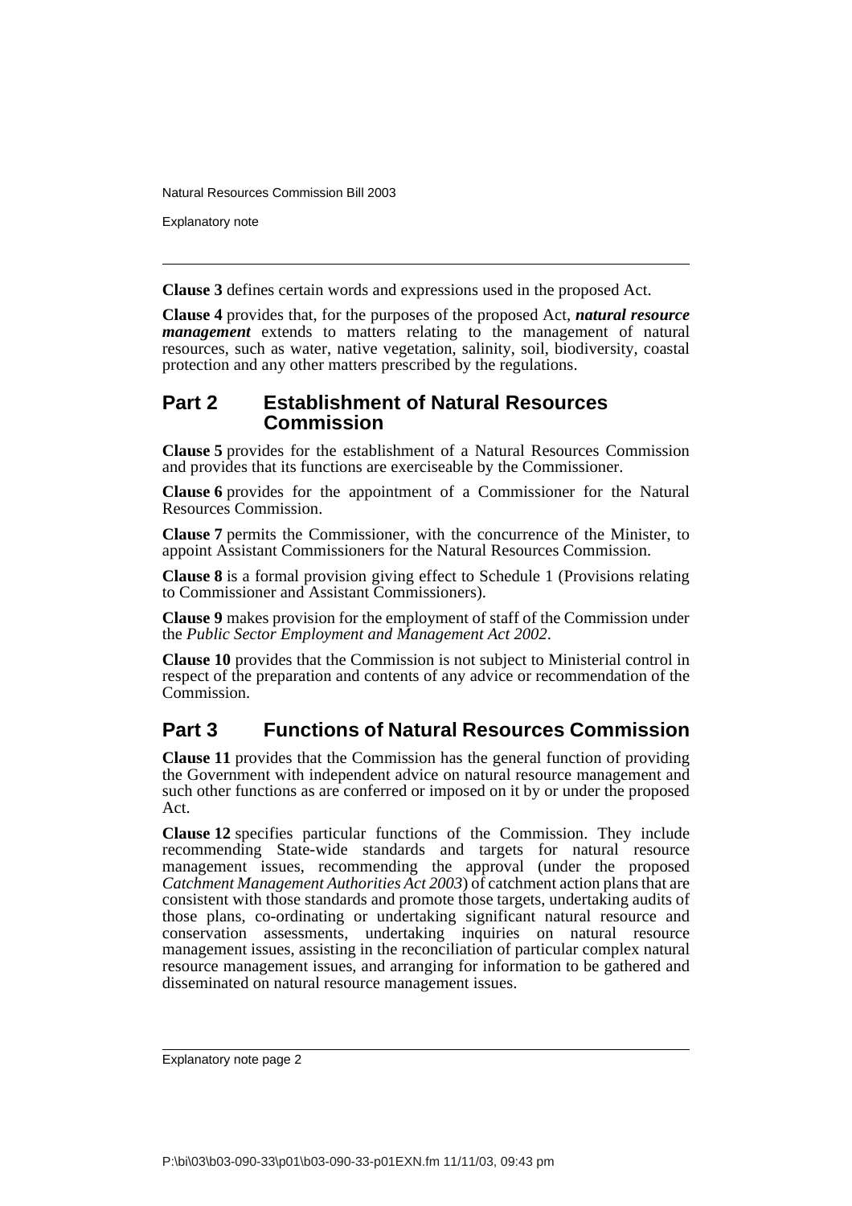**Clause 3** defines certain words and expressions used in the proposed Act.

**Clause 4** provides that, for the purposes of the proposed Act, ***natural resource management*** extends to matters relating to the management of natural resources, such as water, native vegetation, salinity, soil, biodiversity, coastal protection and any other matters prescribed by the regulations.

## Part 2 Establishment of Natural Resources Commission

**Clause 5** provides for the establishment of a Natural Resources Commission and provides that its functions are exerciseable by the Commissioner.

**Clause 6** provides for the appointment of a Commissioner for the Natural Resources Commission.

**Clause 7** permits the Commissioner, with the concurrence of the Minister, to appoint Assistant Commissioners for the Natural Resources Commission.

**Clause 8** is a formal provision giving effect to Schedule 1 (Provisions relating to Commissioner and Assistant Commissioners).

**Clause 9** makes provision for the employment of staff of the Commission under the *Public Sector Employment and Management Act 2002*.

**Clause 10** provides that the Commission is not subject to Ministerial control in respect of the preparation and contents of any advice or recommendation of the Commission.

## Part 3 Functions of Natural Resources Commission

**Clause 11** provides that the Commission has the general function of providing the Government with independent advice on natural resource management and such other functions as are conferred or imposed on it by or under the proposed Act.

**Clause 12** specifies particular functions of the Commission. They include recommending State-wide standards and targets for natural resource management issues, recommending the approval (under the proposed *Catchment Management Authorities Act 2003*) of catchment action plans that are consistent with those standards and promote those targets, undertaking audits of those plans, co-ordinating or undertaking significant natural resource and conservation assessments, undertaking inquiries on natural resource management issues, assisting in the reconciliation of particular complex natural resource management issues, and arranging for information to be gathered and disseminated on natural resource management issues.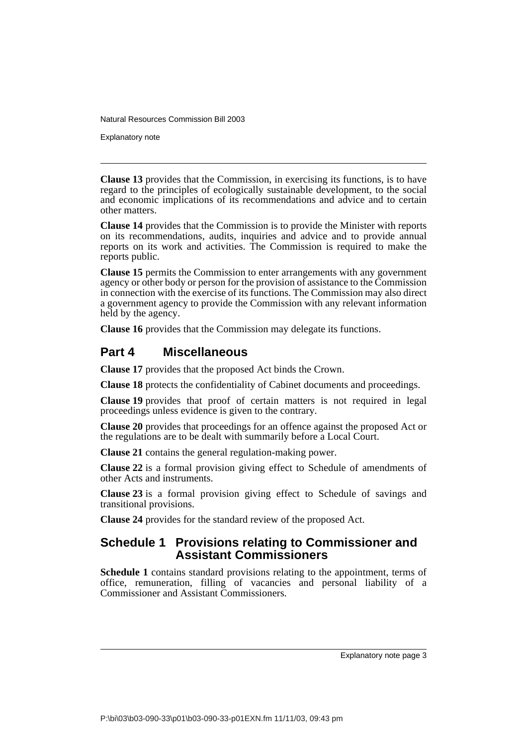**Clause 13** provides that the Commission, in exercising its functions, is to have regard to the principles of ecologically sustainable development, to the social and economic implications of its recommendations and advice and to certain other matters.

**Clause 14** provides that the Commission is to provide the Minister with reports on its recommendations, audits, inquiries and advice and to provide annual reports on its work and activities. The Commission is required to make the reports public.

**Clause 15** permits the Commission to enter arrangements with any government agency or other body or person for the provision of assistance to the Commission in connection with the exercise of its functions. The Commission may also direct a government agency to provide the Commission with any relevant information held by the agency.

**Clause 16** provides that the Commission may delegate its functions.

## Part 4 Miscellaneous

**Clause 17** provides that the proposed Act binds the Crown.

**Clause 18** protects the confidentiality of Cabinet documents and proceedings.

**Clause 19** provides that proof of certain matters is not required in legal proceedings unless evidence is given to the contrary.

**Clause 20** provides that proceedings for an offence against the proposed Act or the regulations are to be dealt with summarily before a Local Court.

**Clause 21** contains the general regulation-making power.

**Clause 22** is a formal provision giving effect to Schedule of amendments of other Acts and instruments.

**Clause 23** is a formal provision giving effect to Schedule of savings and transitional provisions.

**Clause 24** provides for the standard review of the proposed Act.

## Schedule 1 Provisions relating to Commissioner and Assistant Commissioners

**Schedule 1** contains standard provisions relating to the appointment, terms of office, remuneration, filling of vacancies and personal liability of a Commissioner and Assistant Commissioners.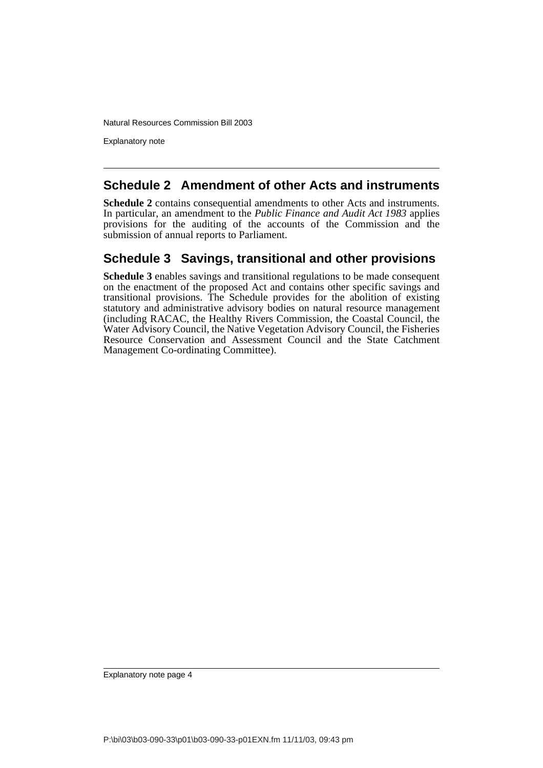## Schedule 2 Amendment of other Acts and instruments

**Schedule 2** contains consequential amendments to other Acts and instruments. In particular, an amendment to the *Public Finance and Audit Act 1983* applies provisions for the auditing of the accounts of the Commission and the submission of annual reports to Parliament.

## Schedule 3 Savings, transitional and other provisions

**Schedule 3** enables savings and transitional regulations to be made consequent on the enactment of the proposed Act and contains other specific savings and transitional provisions. The Schedule provides for the abolition of existing statutory and administrative advisory bodies on natural resource management (including RACAC, the Healthy Rivers Commission, the Coastal Council, the Water Advisory Council, the Native Vegetation Advisory Council, the Fisheries Resource Conservation and Assessment Council and the State Catchment Management Co-ordinating Committee).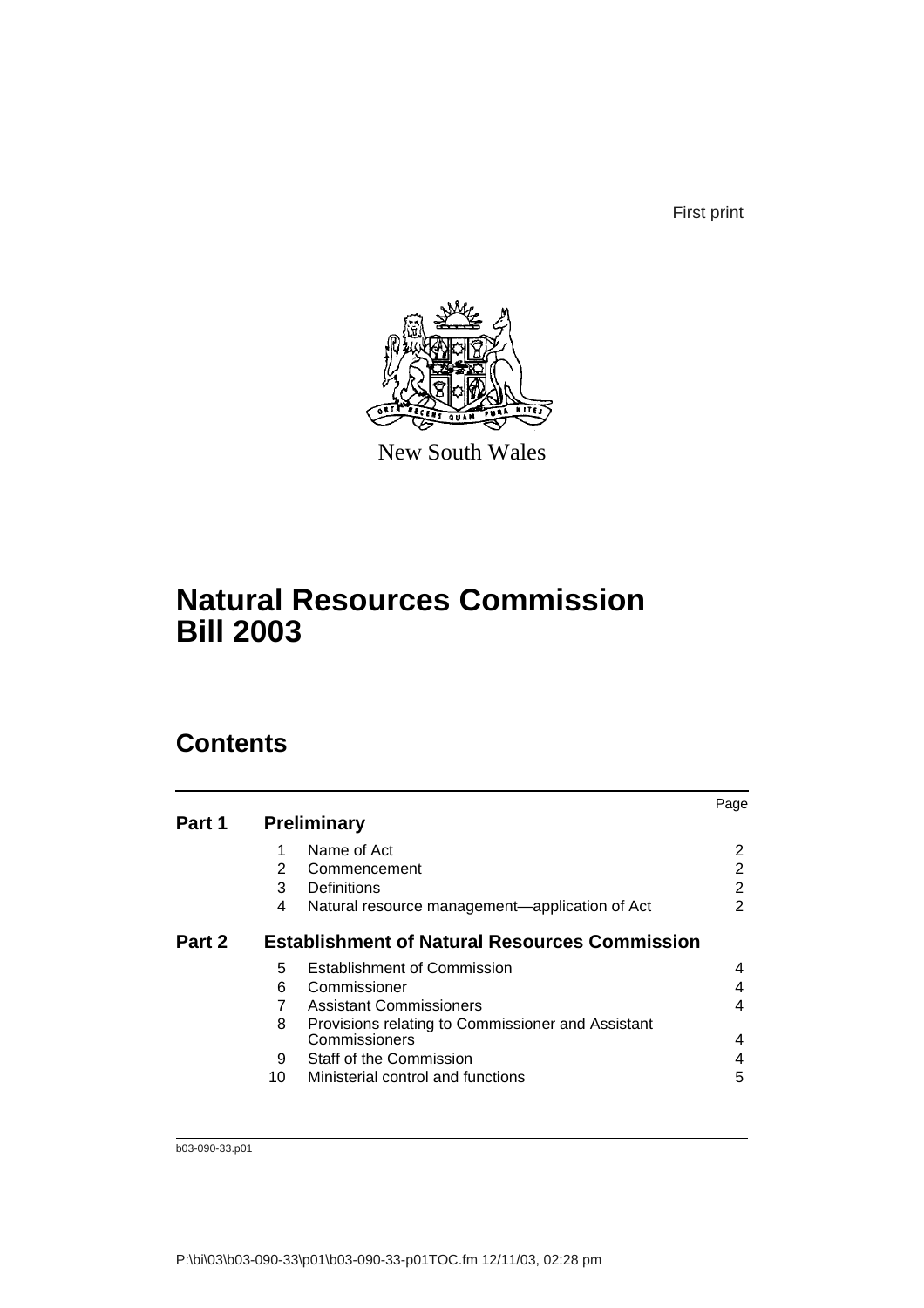First print

New South Wales

# Natural Resources Commission Bill 2003

## Contents

| | | | Page |
|---|---|---|---|
| **Part 1** | **Preliminary** | | |
| | 1 | Name of Act | 2 |
| | 2 | Commencement | 2 |
| | 3 | Definitions | 2 |
| | 4 | Natural resource management—application of Act | 2 |
| **Part 2** | **Establishment of Natural Resources Commission** | | |
| | 5 | Establishment of Commission | 4 |
| | 6 | Commissioner | 4 |
| | 7 | Assistant Commissioners | 4 |
| | 8 | Provisions relating to Commissioner and Assistant Commissioners | 4 |
| | 9 | Staff of the Commission | 4 |
| | 10 | Ministerial control and functions | 5 |

b03-090-33.p01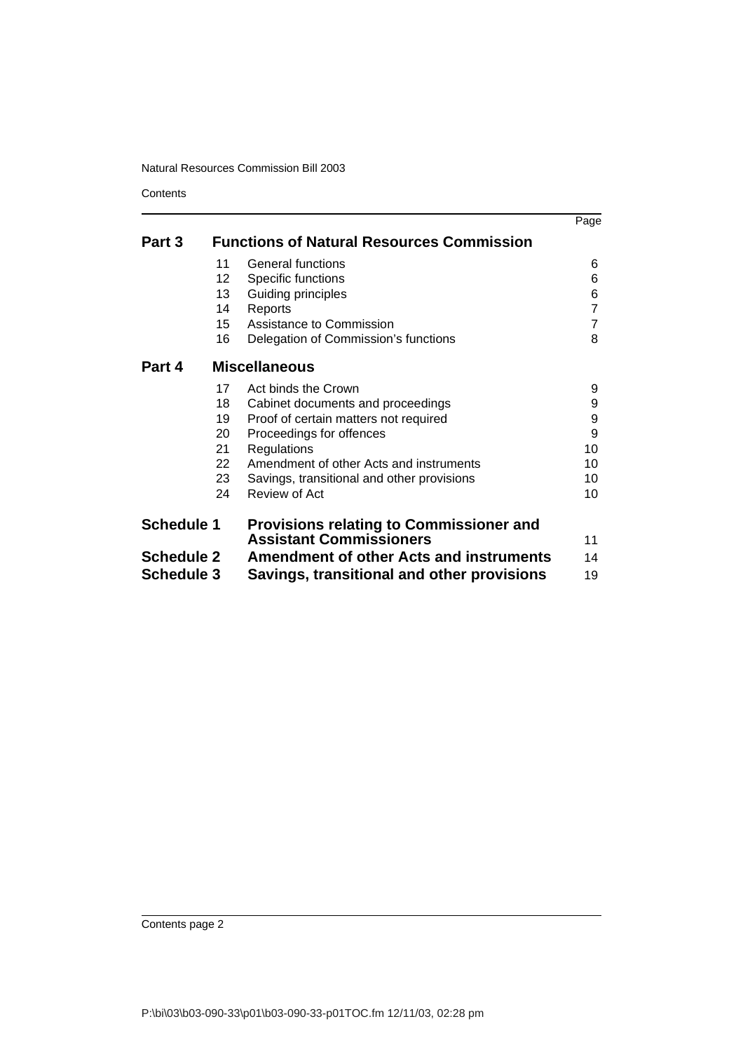| | | | Page |
|---|---|---|---|
| **Part 3** | | **Functions of Natural Resources Commission** | |
| | 11 | General functions | 6 |
| | 12 | Specific functions | 6 |
| | 13 | Guiding principles | 6 |
| | 14 | Reports | 7 |
| | 15 | Assistance to Commission | 7 |
| | 16 | Delegation of Commission's functions | 8 |
| **Part 4** | | **Miscellaneous** | |
| | 17 | Act binds the Crown | 9 |
| | 18 | Cabinet documents and proceedings | 9 |
| | 19 | Proof of certain matters not required | 9 |
| | 20 | Proceedings for offences | 9 |
| | 21 | Regulations | 10 |
| | 22 | Amendment of other Acts and instruments | 10 |
| | 23 | Savings, transitional and other provisions | 10 |
| | 24 | Review of Act | 10 |
| **Schedule 1** | | **Provisions relating to Commissioner and Assistant Commissioners** | 11 |
| **Schedule 2** | | **Amendment of other Acts and instruments** | 14 |
| **Schedule 3** | | **Savings, transitional and other provisions** | 19 |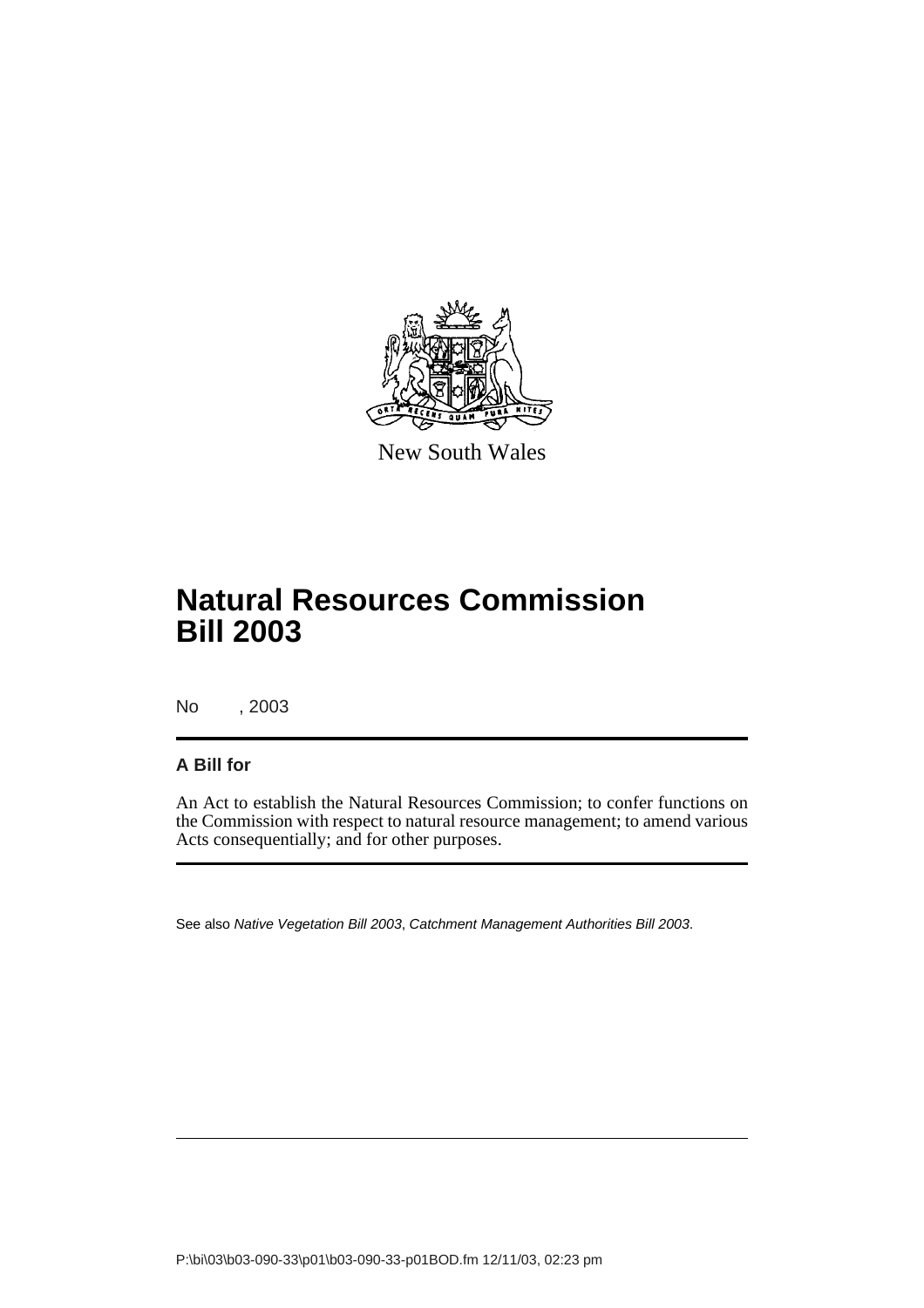New South Wales

# Natural Resources Commission Bill 2003

No , 2003

**A Bill for**

An Act to establish the Natural Resources Commission; to confer functions on the Commission with respect to natural resource management; to amend various Acts consequentially; and for other purposes.

See also *Native Vegetation Bill 2003*, *Catchment Management Authorities Bill 2003*.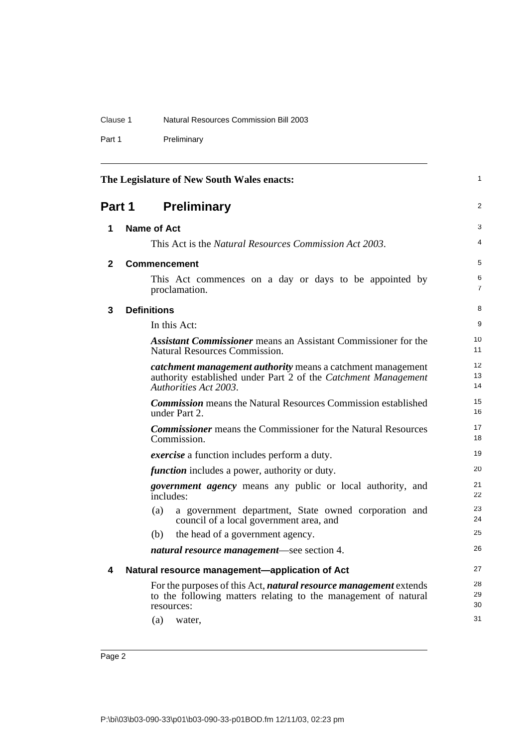The Legislature of New South Wales enacts:

# Part 1 Preliminary

## 1 Name of Act

This Act is the *Natural Resources Commission Act 2003*.

## 2 Commencement

This Act commences on a day or days to be appointed by proclamation.

## 3 Definitions

In this Act:

***Assistant Commissioner*** means an Assistant Commissioner for the Natural Resources Commission.

***catchment management authority*** means a catchment management authority established under Part 2 of the *Catchment Management Authorities Act 2003*.

***Commission*** means the Natural Resources Commission established under Part 2.

***Commissioner*** means the Commissioner for the Natural Resources Commission.

***exercise*** a function includes perform a duty.

***function*** includes a power, authority or duty.

***government agency*** means any public or local authority, and includes:

(a) a government department, State owned corporation and council of a local government area, and

(b) the head of a government agency.

***natural resource management***—see section 4.

## 4 Natural resource management—application of Act

For the purposes of this Act, ***natural resource management*** extends to the following matters relating to the management of natural resources:

(a) water,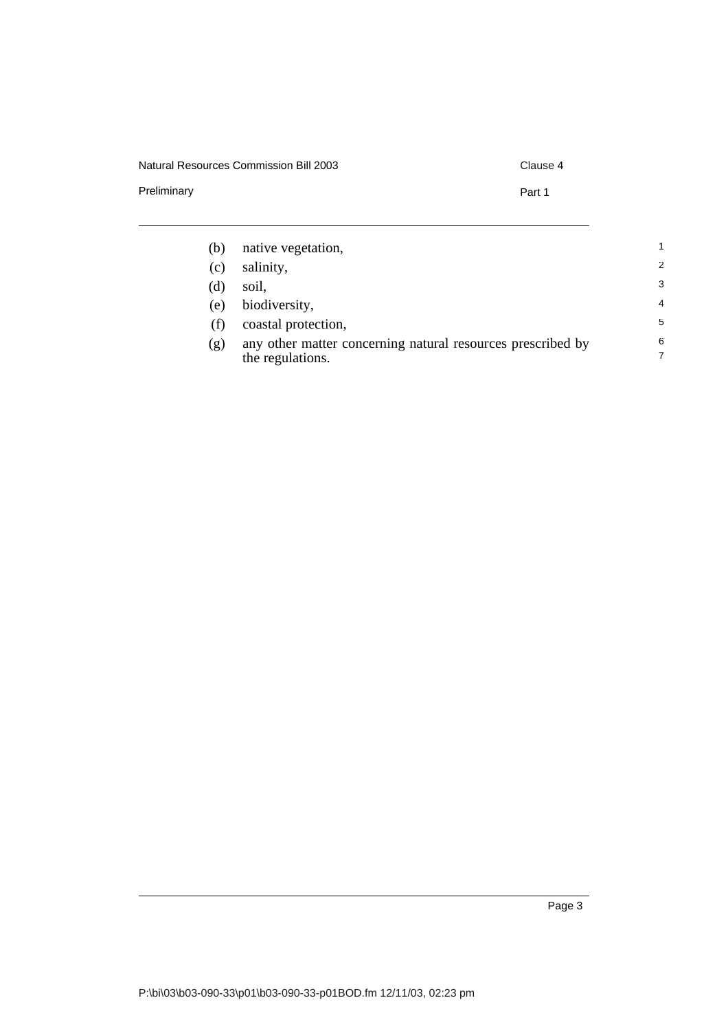(b) native vegetation,

(c) salinity,

(d) soil,

(e) biodiversity,

(f) coastal protection,

(g) any other matter concerning natural resources prescribed by the regulations.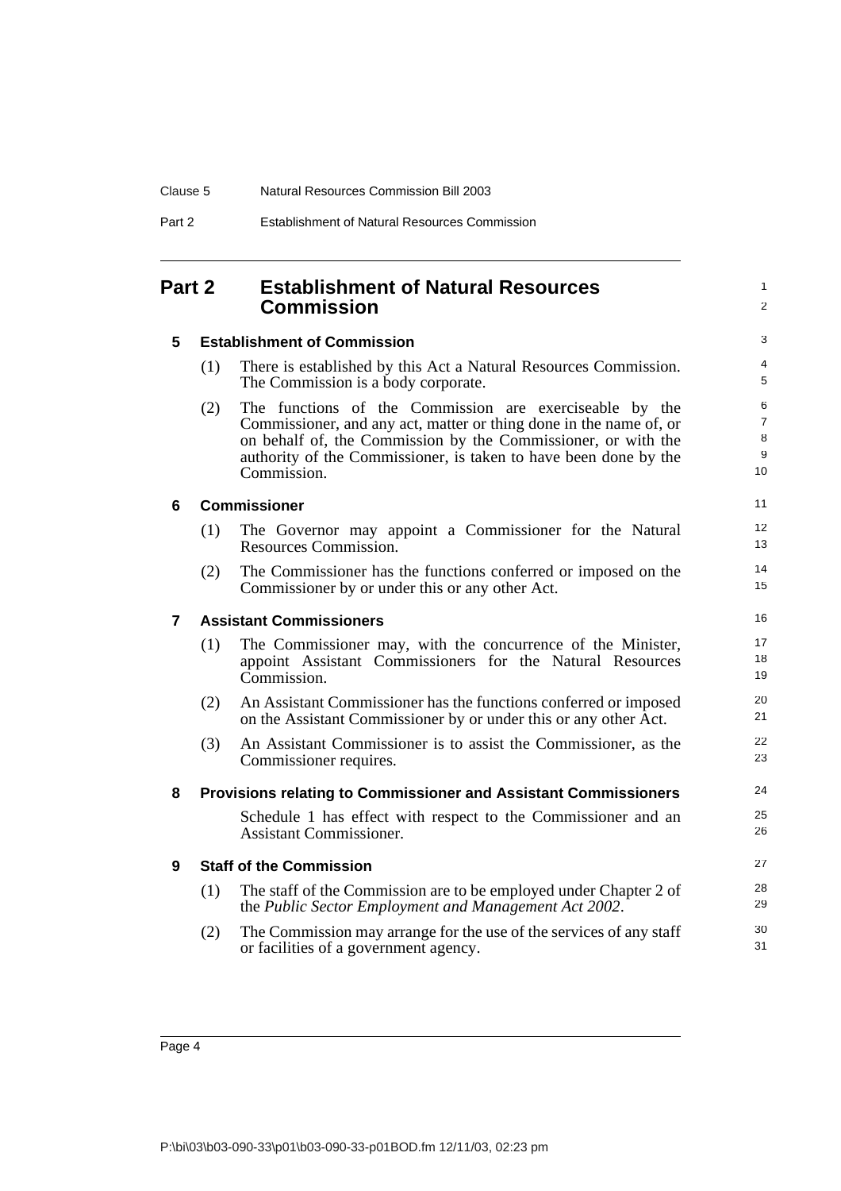# Part 2 Establishment of Natural Resources Commission

## 5 Establishment of Commission

(1) There is established by this Act a Natural Resources Commission. The Commission is a body corporate.

(2) The functions of the Commission are exerciseable by the Commissioner, and any act, matter or thing done in the name of, or on behalf of, the Commission by the Commissioner, or with the authority of the Commissioner, is taken to have been done by the Commission.

## 6 Commissioner

(1) The Governor may appoint a Commissioner for the Natural Resources Commission.

(2) The Commissioner has the functions conferred or imposed on the Commissioner by or under this or any other Act.

## 7 Assistant Commissioners

(1) The Commissioner may, with the concurrence of the Minister, appoint Assistant Commissioners for the Natural Resources Commission.

(2) An Assistant Commissioner has the functions conferred or imposed on the Assistant Commissioner by or under this or any other Act.

(3) An Assistant Commissioner is to assist the Commissioner, as the Commissioner requires.

## 8 Provisions relating to Commissioner and Assistant Commissioners

Schedule 1 has effect with respect to the Commissioner and an Assistant Commissioner.

## 9 Staff of the Commission

(1) The staff of the Commission are to be employed under Chapter 2 of the *Public Sector Employment and Management Act 2002*.

(2) The Commission may arrange for the use of the services of any staff or facilities of a government agency.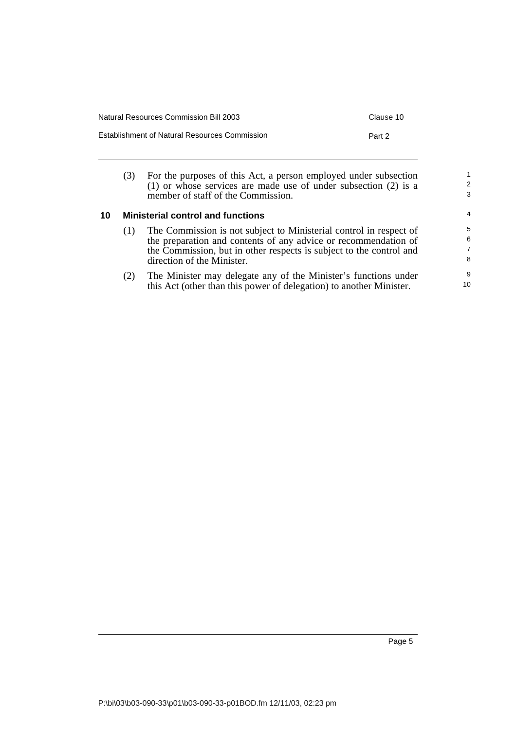(3) For the purposes of this Act, a person employed under subsection (1) or whose services are made use of under subsection (2) is a member of staff of the Commission.

### 10 Ministerial control and functions

(1) The Commission is not subject to Ministerial control in respect of the preparation and contents of any advice or recommendation of the Commission, but in other respects is subject to the control and direction of the Minister.

(2) The Minister may delegate any of the Minister's functions under this Act (other than this power of delegation) to another Minister.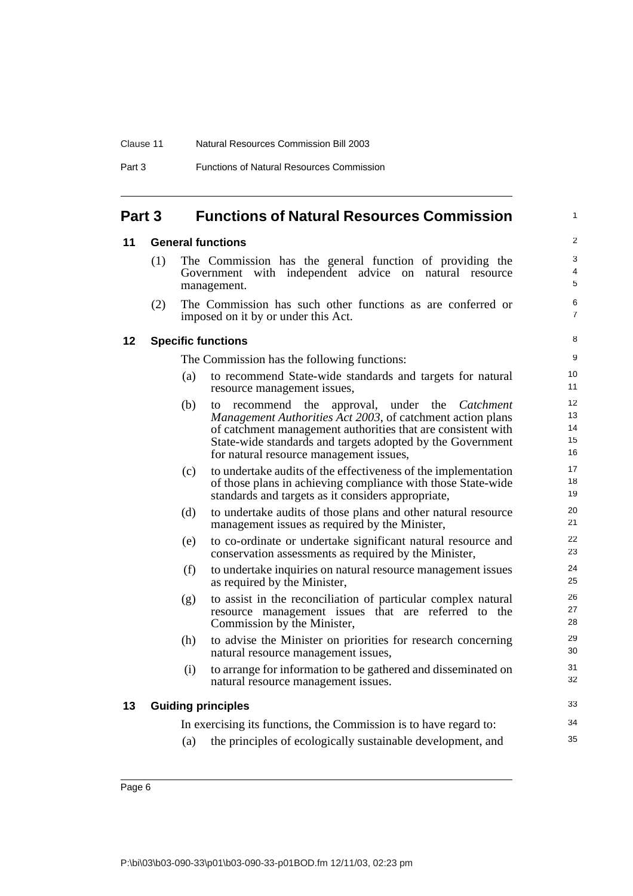## Part 3 Functions of Natural Resources Commission

### 11 General functions

(1) The Commission has the general function of providing the Government with independent advice on natural resource management.

(2) The Commission has such other functions as are conferred or imposed on it by or under this Act.

### 12 Specific functions

The Commission has the following functions:

(a) to recommend State-wide standards and targets for natural resource management issues,

(b) to recommend the approval, under the *Catchment Management Authorities Act 2003*, of catchment action plans of catchment management authorities that are consistent with State-wide standards and targets adopted by the Government for natural resource management issues,

(c) to undertake audits of the effectiveness of the implementation of those plans in achieving compliance with those State-wide standards and targets as it considers appropriate,

(d) to undertake audits of those plans and other natural resource management issues as required by the Minister,

(e) to co-ordinate or undertake significant natural resource and conservation assessments as required by the Minister,

(f) to undertake inquiries on natural resource management issues as required by the Minister,

(g) to assist in the reconciliation of particular complex natural resource management issues that are referred to the Commission by the Minister,

(h) to advise the Minister on priorities for research concerning natural resource management issues,

(i) to arrange for information to be gathered and disseminated on natural resource management issues.

### 13 Guiding principles

In exercising its functions, the Commission is to have regard to:

(a) the principles of ecologically sustainable development, and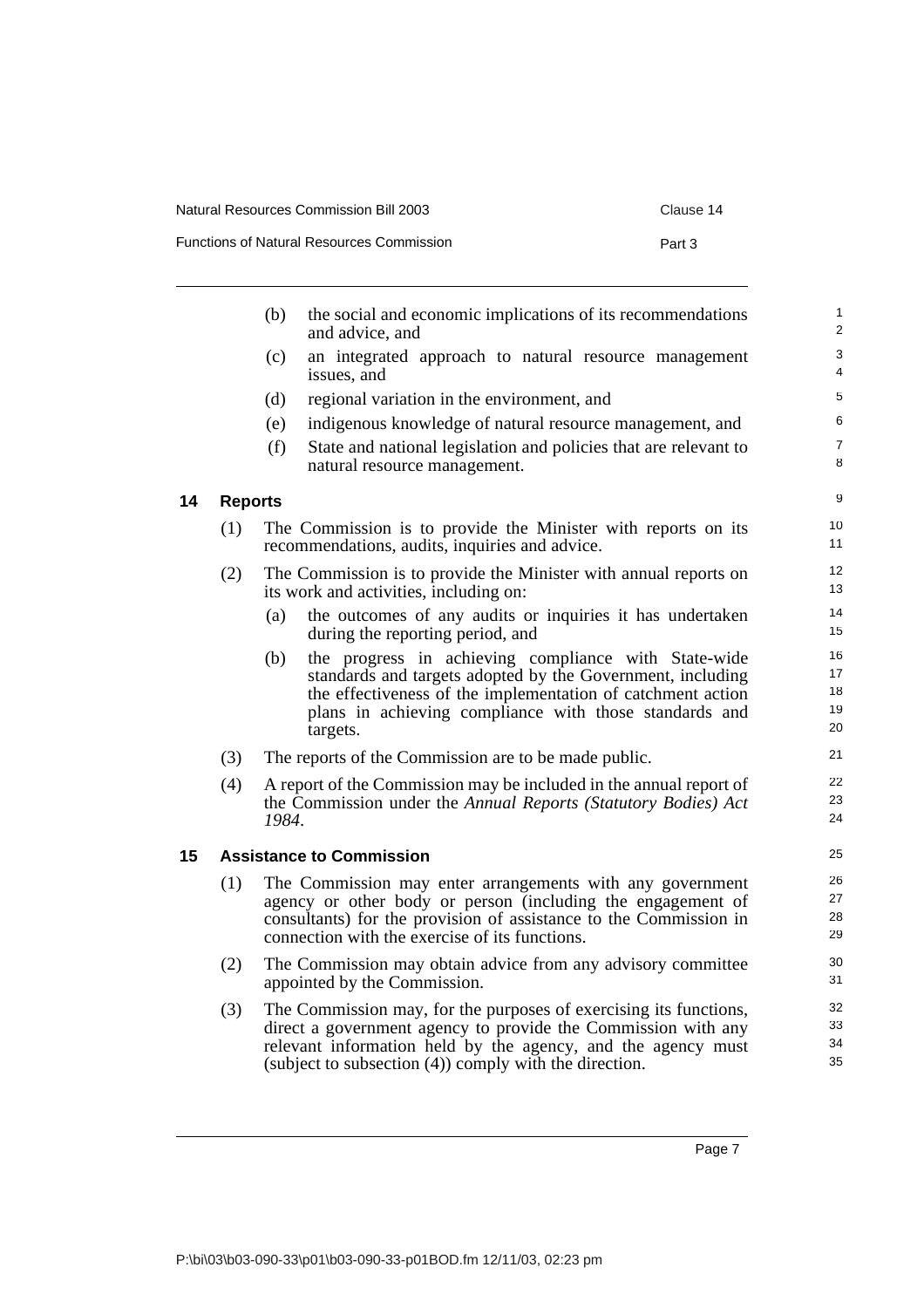(b) the social and economic implications of its recommendations and advice, and

(c) an integrated approach to natural resource management issues, and

(d) regional variation in the environment, and

(e) indigenous knowledge of natural resource management, and

(f) State and national legislation and policies that are relevant to natural resource management.

## 14 Reports

(1) The Commission is to provide the Minister with reports on its recommendations, audits, inquiries and advice.

(2) The Commission is to provide the Minister with annual reports on its work and activities, including on:

(a) the outcomes of any audits or inquiries it has undertaken during the reporting period, and

(b) the progress in achieving compliance with State-wide standards and targets adopted by the Government, including the effectiveness of the implementation of catchment action plans in achieving compliance with those standards and targets.

(3) The reports of the Commission are to be made public.

(4) A report of the Commission may be included in the annual report of the Commission under the *Annual Reports (Statutory Bodies) Act 1984*.

## 15 Assistance to Commission

(1) The Commission may enter arrangements with any government agency or other body or person (including the engagement of consultants) for the provision of assistance to the Commission in connection with the exercise of its functions.

(2) The Commission may obtain advice from any advisory committee appointed by the Commission.

(3) The Commission may, for the purposes of exercising its functions, direct a government agency to provide the Commission with any relevant information held by the agency, and the agency must (subject to subsection (4)) comply with the direction.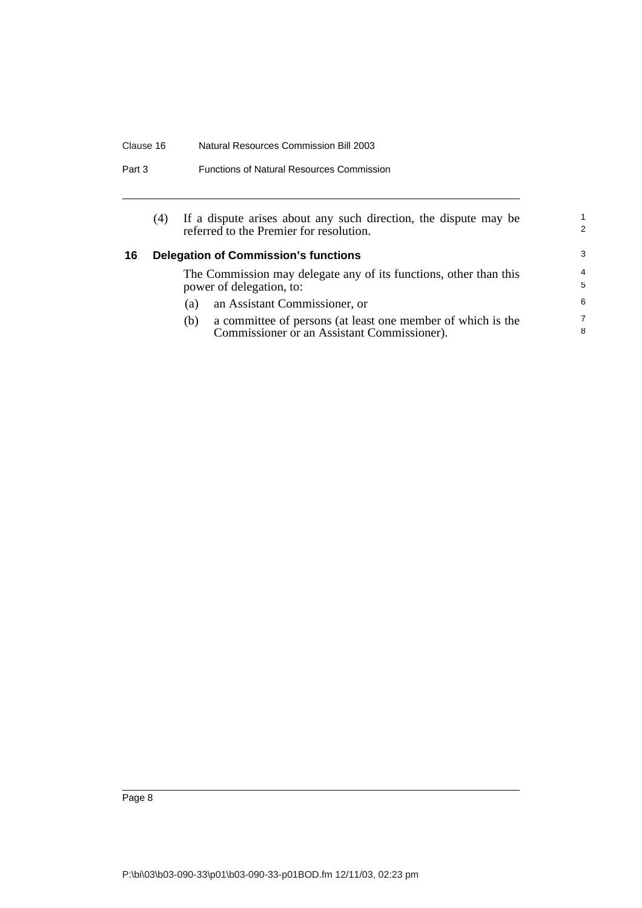(4) If a dispute arises about any such direction, the dispute may be referred to the Premier for resolution.

### 16 Delegation of Commission's functions

The Commission may delegate any of its functions, other than this power of delegation, to:

(a) an Assistant Commissioner, or

(b) a committee of persons (at least one member of which is the Commissioner or an Assistant Commissioner).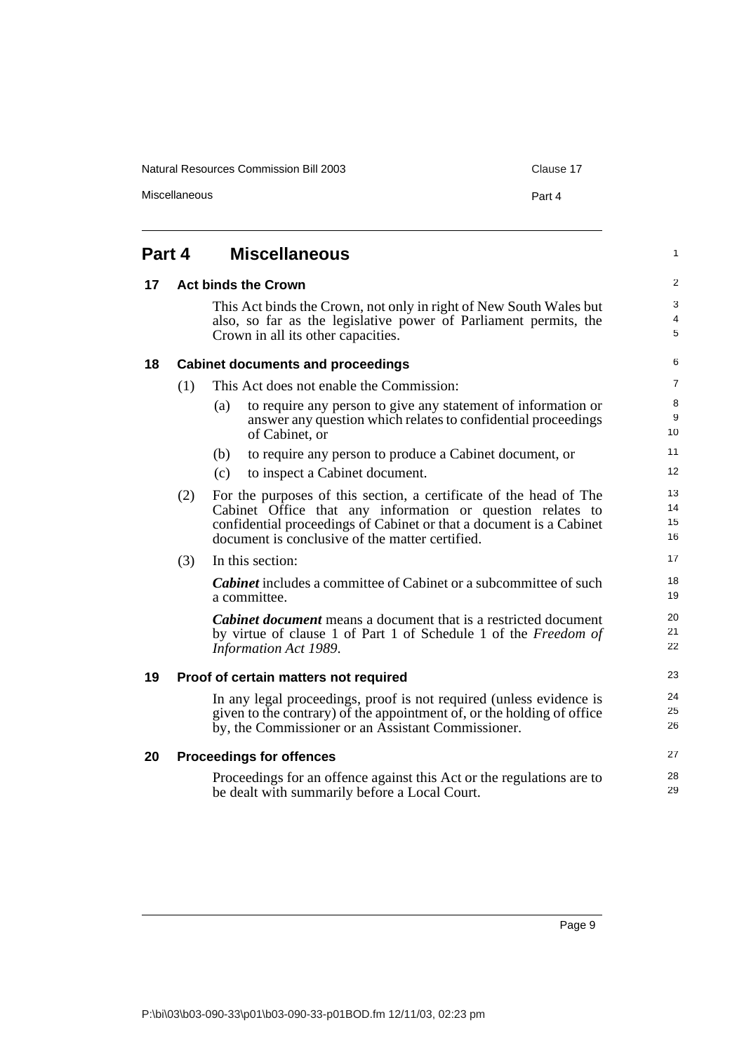# Part 4 Miscellaneous

## 17 Act binds the Crown

This Act binds the Crown, not only in right of New South Wales but also, so far as the legislative power of Parliament permits, the Crown in all its other capacities.

## 18 Cabinet documents and proceedings

(1) This Act does not enable the Commission:

(a) to require any person to give any statement of information or answer any question which relates to confidential proceedings of Cabinet, or

(b) to require any person to produce a Cabinet document, or

(c) to inspect a Cabinet document.

(2) For the purposes of this section, a certificate of the head of The Cabinet Office that any information or question relates to confidential proceedings of Cabinet or that a document is a Cabinet document is conclusive of the matter certified.

(3) In this section:

***Cabinet*** includes a committee of Cabinet or a subcommittee of such a committee.

***Cabinet document*** means a document that is a restricted document by virtue of clause 1 of Part 1 of Schedule 1 of the *Freedom of Information Act 1989*.

## 19 Proof of certain matters not required

In any legal proceedings, proof is not required (unless evidence is given to the contrary) of the appointment of, or the holding of office by, the Commissioner or an Assistant Commissioner.

## 20 Proceedings for offences

Proceedings for an offence against this Act or the regulations are to be dealt with summarily before a Local Court.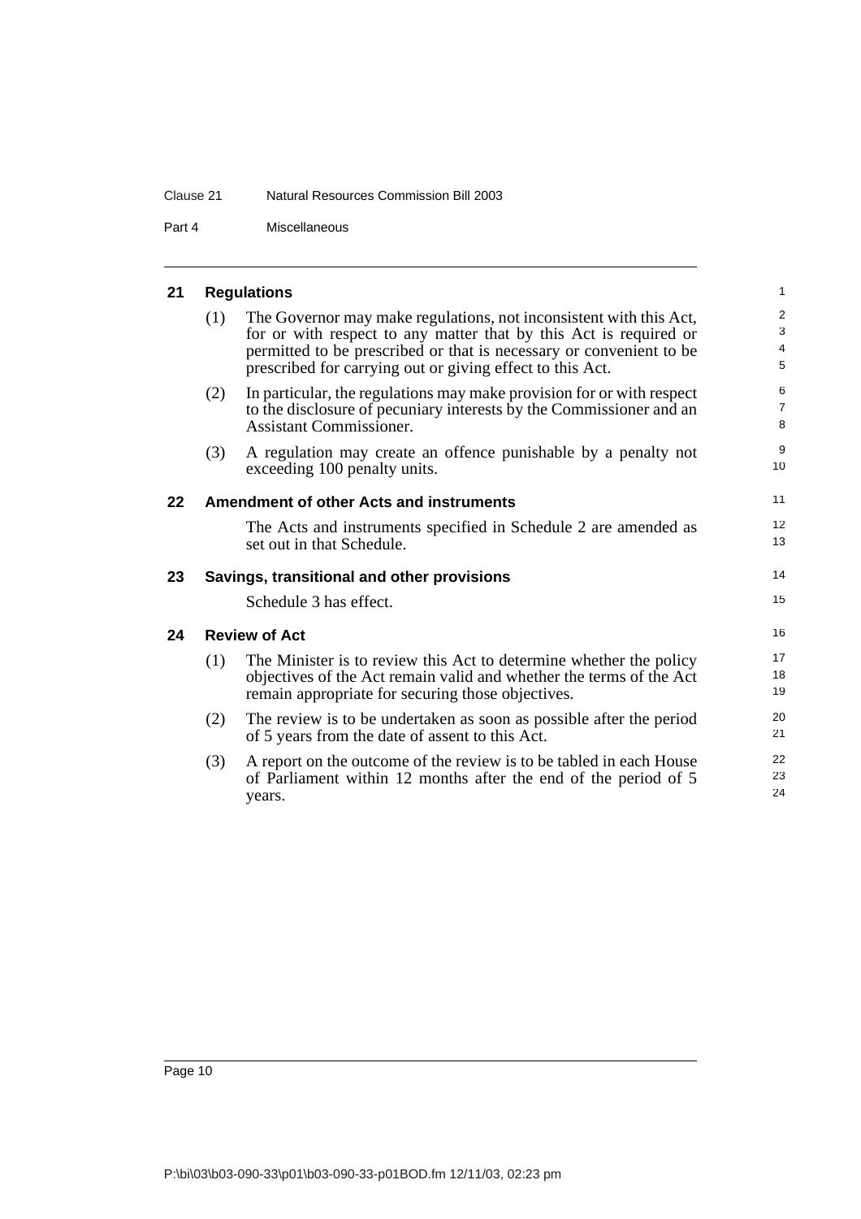## 21 Regulations

(1) The Governor may make regulations, not inconsistent with this Act, for or with respect to any matter that by this Act is required or permitted to be prescribed or that is necessary or convenient to be prescribed for carrying out or giving effect to this Act.

(2) In particular, the regulations may make provision for or with respect to the disclosure of pecuniary interests by the Commissioner and an Assistant Commissioner.

(3) A regulation may create an offence punishable by a penalty not exceeding 100 penalty units.

## 22 Amendment of other Acts and instruments

The Acts and instruments specified in Schedule 2 are amended as set out in that Schedule.

## 23 Savings, transitional and other provisions

Schedule 3 has effect.

## 24 Review of Act

(1) The Minister is to review this Act to determine whether the policy objectives of the Act remain valid and whether the terms of the Act remain appropriate for securing those objectives.

(2) The review is to be undertaken as soon as possible after the period of 5 years from the date of assent to this Act.

(3) A report on the outcome of the review is to be tabled in each House of Parliament within 12 months after the end of the period of 5 years.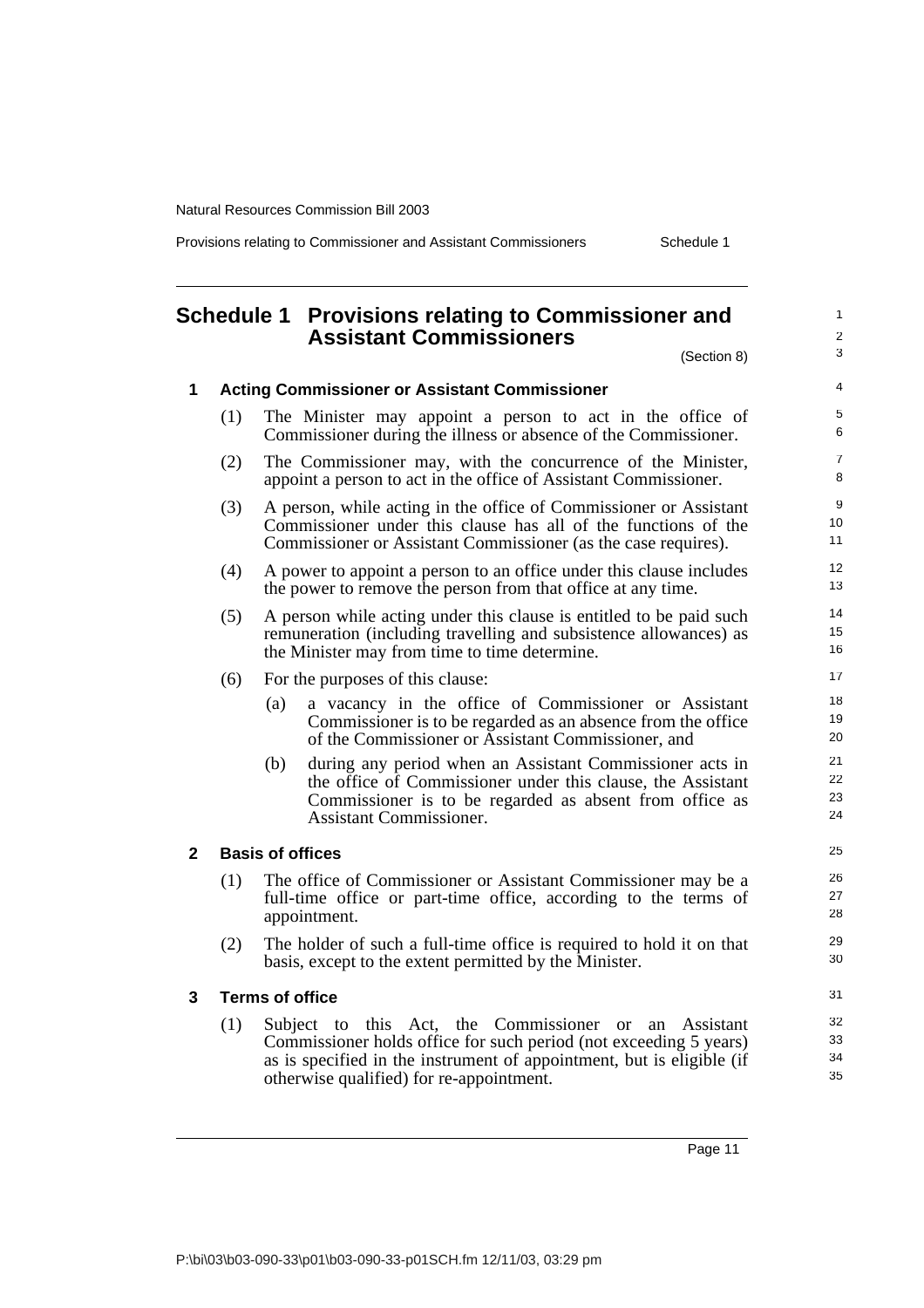# Schedule 1 Provisions relating to Commissioner and Assistant Commissioners

(Section 8)

## 1 Acting Commissioner or Assistant Commissioner

(1) The Minister may appoint a person to act in the office of Commissioner during the illness or absence of the Commissioner.

(2) The Commissioner may, with the concurrence of the Minister, appoint a person to act in the office of Assistant Commissioner.

(3) A person, while acting in the office of Commissioner or Assistant Commissioner under this clause has all of the functions of the Commissioner or Assistant Commissioner (as the case requires).

(4) A power to appoint a person to an office under this clause includes the power to remove the person from that office at any time.

(5) A person while acting under this clause is entitled to be paid such remuneration (including travelling and subsistence allowances) as the Minister may from time to time determine.

(6) For the purposes of this clause:

(a) a vacancy in the office of Commissioner or Assistant Commissioner is to be regarded as an absence from the office of the Commissioner or Assistant Commissioner, and

(b) during any period when an Assistant Commissioner acts in the office of Commissioner under this clause, the Assistant Commissioner is to be regarded as absent from office as Assistant Commissioner.

## 2 Basis of offices

(1) The office of Commissioner or Assistant Commissioner may be a full-time office or part-time office, according to the terms of appointment.

(2) The holder of such a full-time office is required to hold it on that basis, except to the extent permitted by the Minister.

## 3 Terms of office

(1) Subject to this Act, the Commissioner or an Assistant Commissioner holds office for such period (not exceeding 5 years) as is specified in the instrument of appointment, but is eligible (if otherwise qualified) for re-appointment.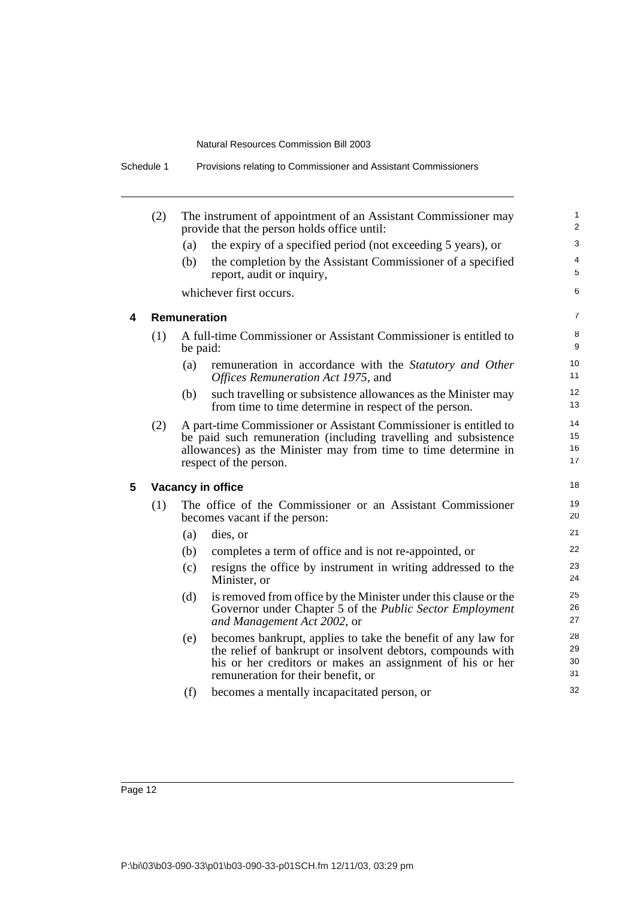(2) The instrument of appointment of an Assistant Commissioner may provide that the person holds office until:

- (a) the expiry of a specified period (not exceeding 5 years), or
- (b) the completion by the Assistant Commissioner of a specified report, audit or inquiry,

whichever first occurs.

### 4 Remuneration

(1) A full-time Commissioner or Assistant Commissioner is entitled to be paid:

- (a) remuneration in accordance with the *Statutory and Other Offices Remuneration Act 1975*, and
- (b) such travelling or subsistence allowances as the Minister may from time to time determine in respect of the person.

(2) A part-time Commissioner or Assistant Commissioner is entitled to be paid such remuneration (including travelling and subsistence allowances) as the Minister may from time to time determine in respect of the person.

### 5 Vacancy in office

(1) The office of the Commissioner or an Assistant Commissioner becomes vacant if the person:

- (a) dies, or
- (b) completes a term of office and is not re-appointed, or
- (c) resigns the office by instrument in writing addressed to the Minister, or
- (d) is removed from office by the Minister under this clause or the Governor under Chapter 5 of the *Public Sector Employment and Management Act 2002*, or
- (e) becomes bankrupt, applies to take the benefit of any law for the relief of bankrupt or insolvent debtors, compounds with his or her creditors or makes an assignment of his or her remuneration for their benefit, or
- (f) becomes a mentally incapacitated person, or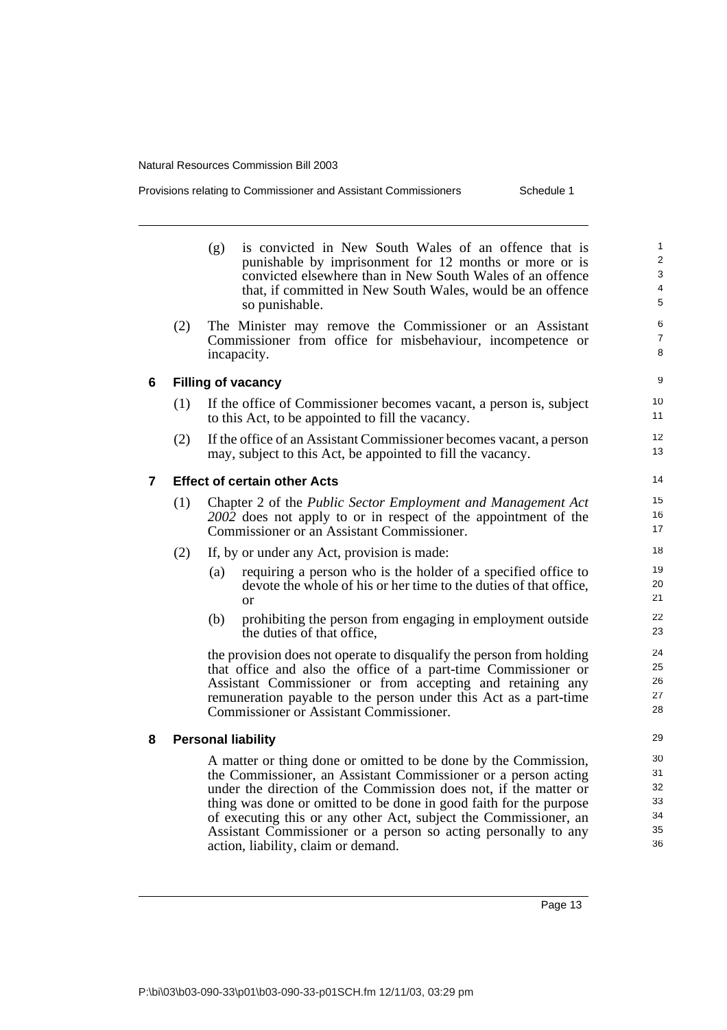(g) is convicted in New South Wales of an offence that is punishable by imprisonment for 12 months or more or is convicted elsewhere than in New South Wales of an offence that, if committed in New South Wales, would be an offence so punishable.

(2) The Minister may remove the Commissioner or an Assistant Commissioner from office for misbehaviour, incompetence or incapacity.

### 6 Filling of vacancy

(1) If the office of Commissioner becomes vacant, a person is, subject to this Act, to be appointed to fill the vacancy.

(2) If the office of an Assistant Commissioner becomes vacant, a person may, subject to this Act, be appointed to fill the vacancy.

### 7 Effect of certain other Acts

(1) Chapter 2 of the *Public Sector Employment and Management Act 2002* does not apply to or in respect of the appointment of the Commissioner or an Assistant Commissioner.

(2) If, by or under any Act, provision is made:

(a) requiring a person who is the holder of a specified office to devote the whole of his or her time to the duties of that office, or

(b) prohibiting the person from engaging in employment outside the duties of that office,

the provision does not operate to disqualify the person from holding that office and also the office of a part-time Commissioner or Assistant Commissioner or from accepting and retaining any remuneration payable to the person under this Act as a part-time Commissioner or Assistant Commissioner.

### 8 Personal liability

A matter or thing done or omitted to be done by the Commission, the Commissioner, an Assistant Commissioner or a person acting under the direction of the Commission does not, if the matter or thing was done or omitted to be done in good faith for the purpose of executing this or any other Act, subject the Commissioner, an Assistant Commissioner or a person so acting personally to any action, liability, claim or demand.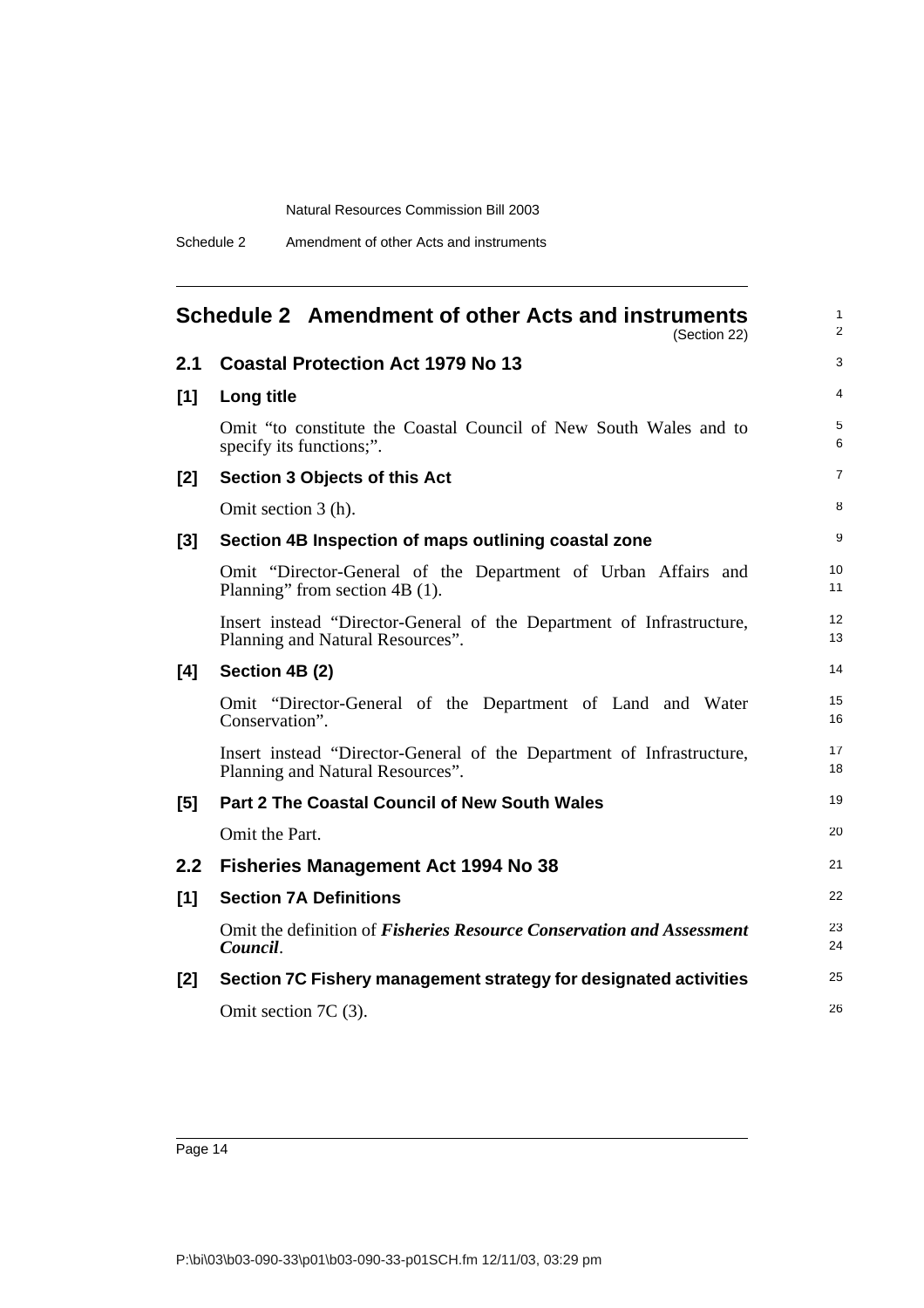## Schedule 2 Amendment of other Acts and instruments

(Section 22)

### 2.1 Coastal Protection Act 1979 No 13

**[1] Long title**

Omit "to constitute the Coastal Council of New South Wales and to specify its functions;".

**[2] Section 3 Objects of this Act**

Omit section 3 (h).

**[3] Section 4B Inspection of maps outlining coastal zone**

Omit "Director-General of the Department of Urban Affairs and Planning" from section 4B (1).

Insert instead "Director-General of the Department of Infrastructure, Planning and Natural Resources".

**[4] Section 4B (2)**

Omit "Director-General of the Department of Land and Water Conservation".

Insert instead "Director-General of the Department of Infrastructure, Planning and Natural Resources".

**[5] Part 2 The Coastal Council of New South Wales**

Omit the Part.

### 2.2 Fisheries Management Act 1994 No 38

**[1] Section 7A Definitions**

Omit the definition of ***Fisheries Resource Conservation and Assessment Council***.

**[2] Section 7C Fishery management strategy for designated activities**

Omit section 7C (3).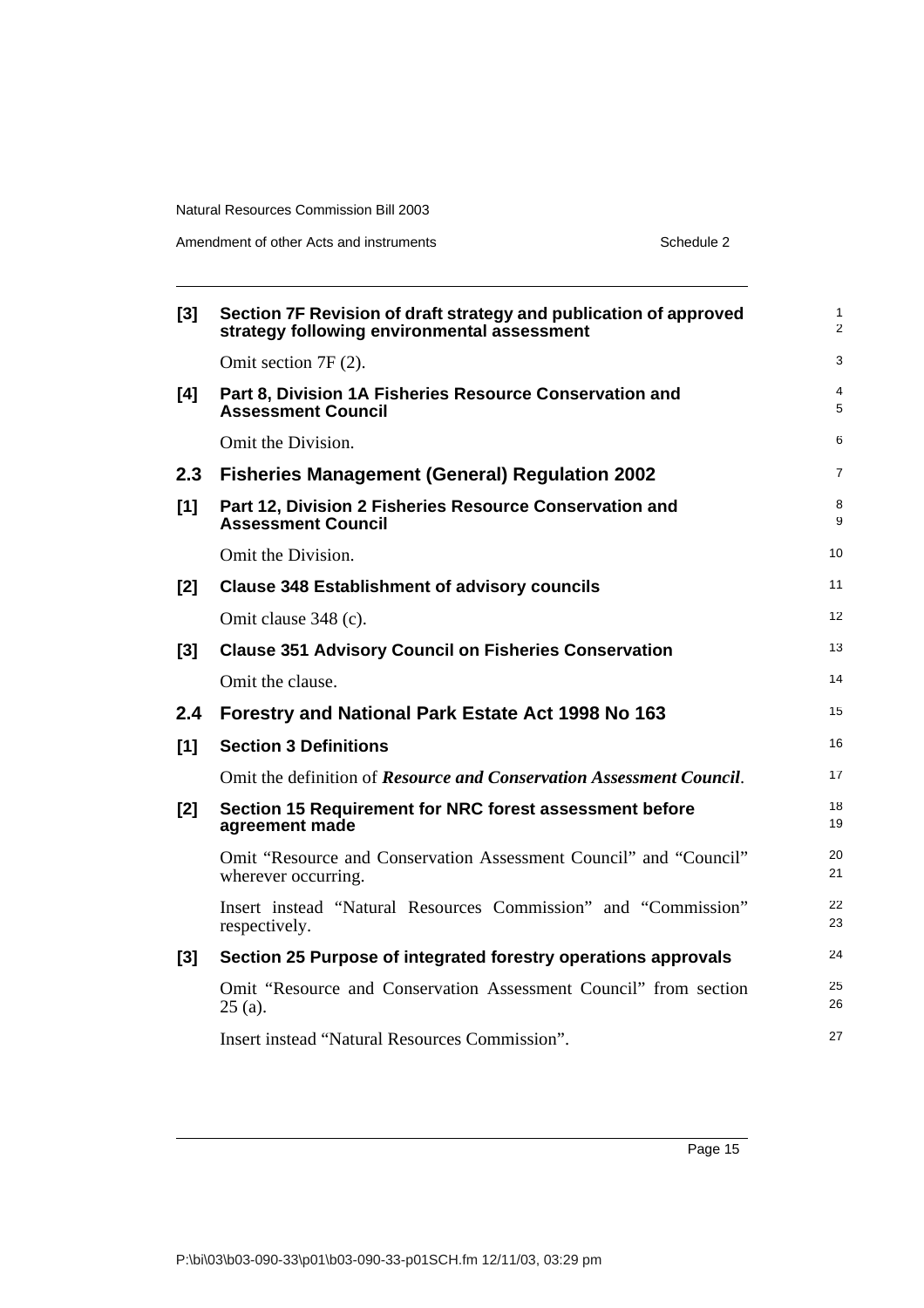**[3] Section 7F Revision of draft strategy and publication of approved strategy following environmental assessment**

Omit section 7F (2).

**[4] Part 8, Division 1A Fisheries Resource Conservation and Assessment Council**

Omit the Division.

## 2.3 Fisheries Management (General) Regulation 2002

**[1] Part 12, Division 2 Fisheries Resource Conservation and Assessment Council**

Omit the Division.

**[2] Clause 348 Establishment of advisory councils**

Omit clause 348 (c).

**[3] Clause 351 Advisory Council on Fisheries Conservation**

Omit the clause.

## 2.4 Forestry and National Park Estate Act 1998 No 163

**[1] Section 3 Definitions**

Omit the definition of ***Resource and Conservation Assessment Council***.

**[2] Section 15 Requirement for NRC forest assessment before agreement made**

Omit "Resource and Conservation Assessment Council" and "Council" wherever occurring.

Insert instead "Natural Resources Commission" and "Commission" respectively.

**[3] Section 25 Purpose of integrated forestry operations approvals**

Omit "Resource and Conservation Assessment Council" from section 25 (a).

Insert instead "Natural Resources Commission".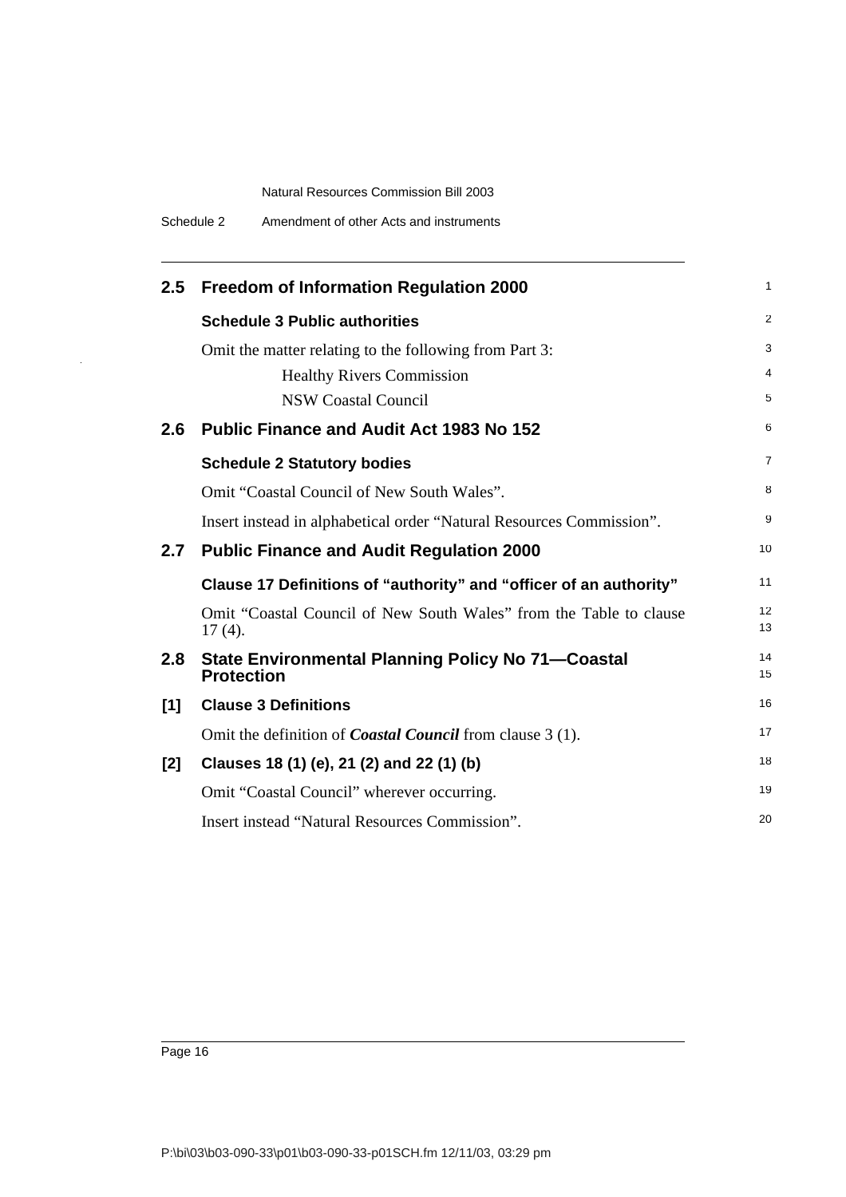## 2.5 Freedom of Information Regulation 2000

### Schedule 3 Public authorities

Omit the matter relating to the following from Part 3:

Healthy Rivers Commission

NSW Coastal Council

## 2.6 Public Finance and Audit Act 1983 No 152

### Schedule 2 Statutory bodies

Omit "Coastal Council of New South Wales".

Insert instead in alphabetical order "Natural Resources Commission".

## 2.7 Public Finance and Audit Regulation 2000

### Clause 17 Definitions of "authority" and "officer of an authority"

Omit "Coastal Council of New South Wales" from the Table to clause 17 (4).

## 2.8 State Environmental Planning Policy No 71—Coastal Protection

### [1] Clause 3 Definitions

Omit the definition of ***Coastal Council*** from clause 3 (1).

### [2] Clauses 18 (1) (e), 21 (2) and 22 (1) (b)

Omit "Coastal Council" wherever occurring.

Insert instead "Natural Resources Commission".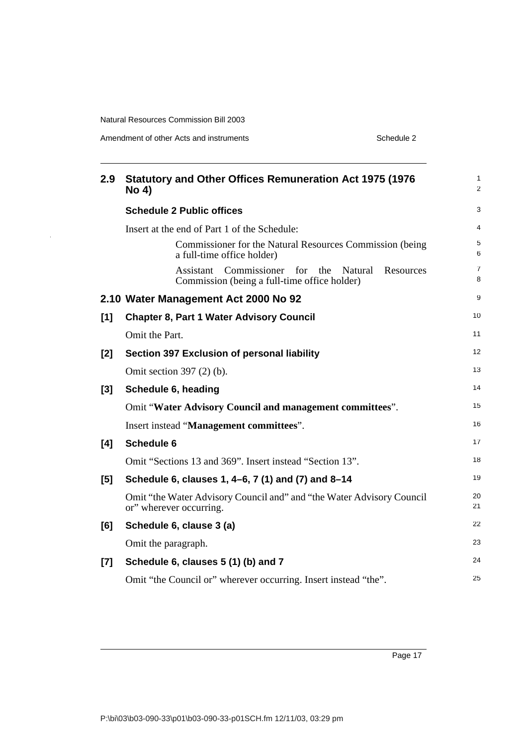## 2.9 Statutory and Other Offices Remuneration Act 1975 (1976 No 4)

### Schedule 2 Public offices

Insert at the end of Part 1 of the Schedule:

> Commissioner for the Natural Resources Commission (being a full-time office holder)
>
> Assistant Commissioner for the Natural Resources Commission (being a full-time office holder)

## 2.10 Water Management Act 2000 No 92

### [1] Chapter 8, Part 1 Water Advisory Council

Omit the Part.

### [2] Section 397 Exclusion of personal liability

Omit section 397 (2) (b).

### [3] Schedule 6, heading

Omit "**Water Advisory Council and management committees**".

Insert instead "**Management committees**".

### [4] Schedule 6

Omit "Sections 13 and 369". Insert instead "Section 13".

### [5] Schedule 6, clauses 1, 4–6, 7 (1) and (7) and 8–14

Omit "the Water Advisory Council and" and "the Water Advisory Council or" wherever occurring.

### [6] Schedule 6, clause 3 (a)

Omit the paragraph.

### [7] Schedule 6, clauses 5 (1) (b) and 7

Omit "the Council or" wherever occurring. Insert instead "the".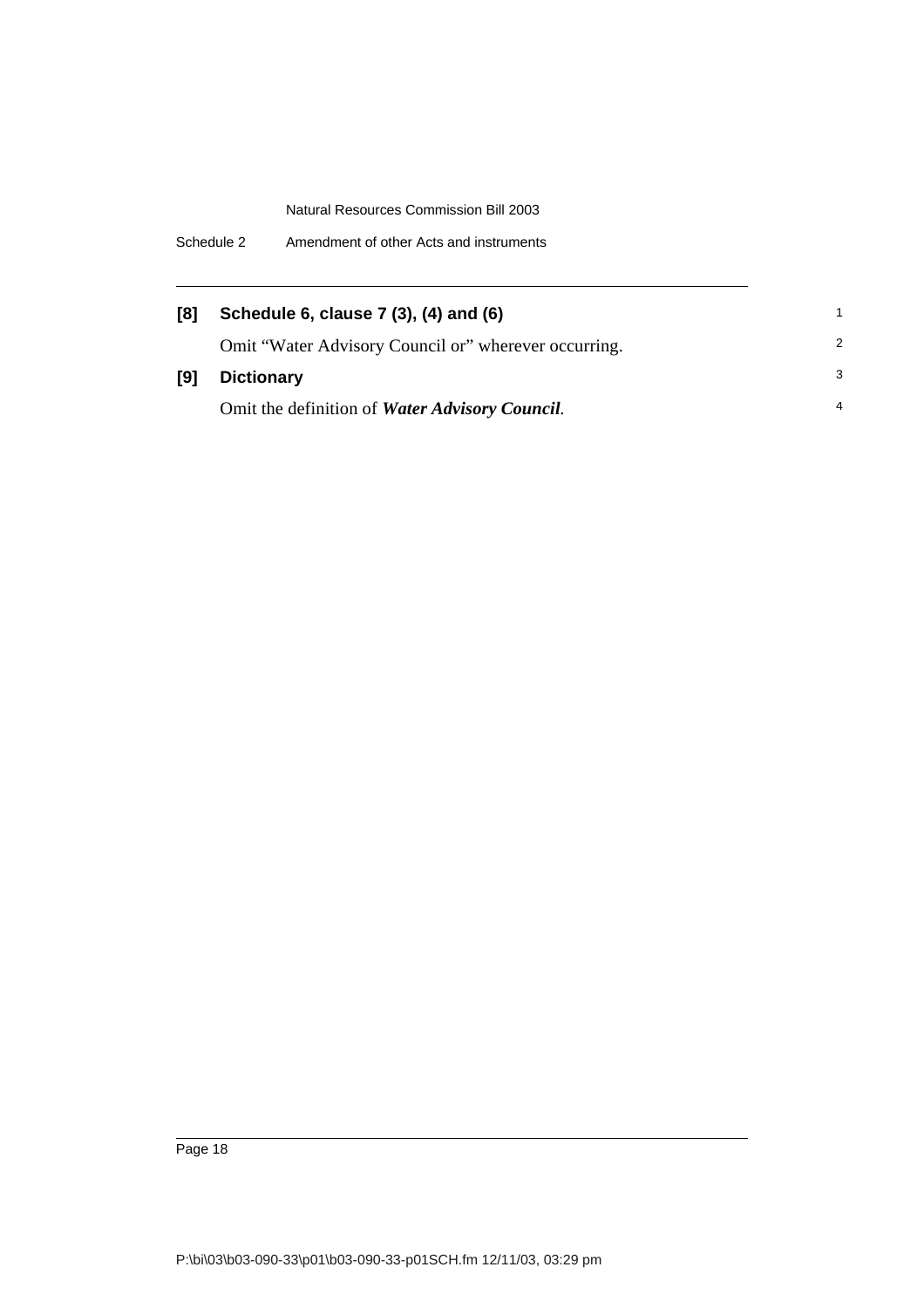**[8] Schedule 6, clause 7 (3), (4) and (6)**

Omit "Water Advisory Council or" wherever occurring.

**[9] Dictionary**

Omit the definition of ***Water Advisory Council***.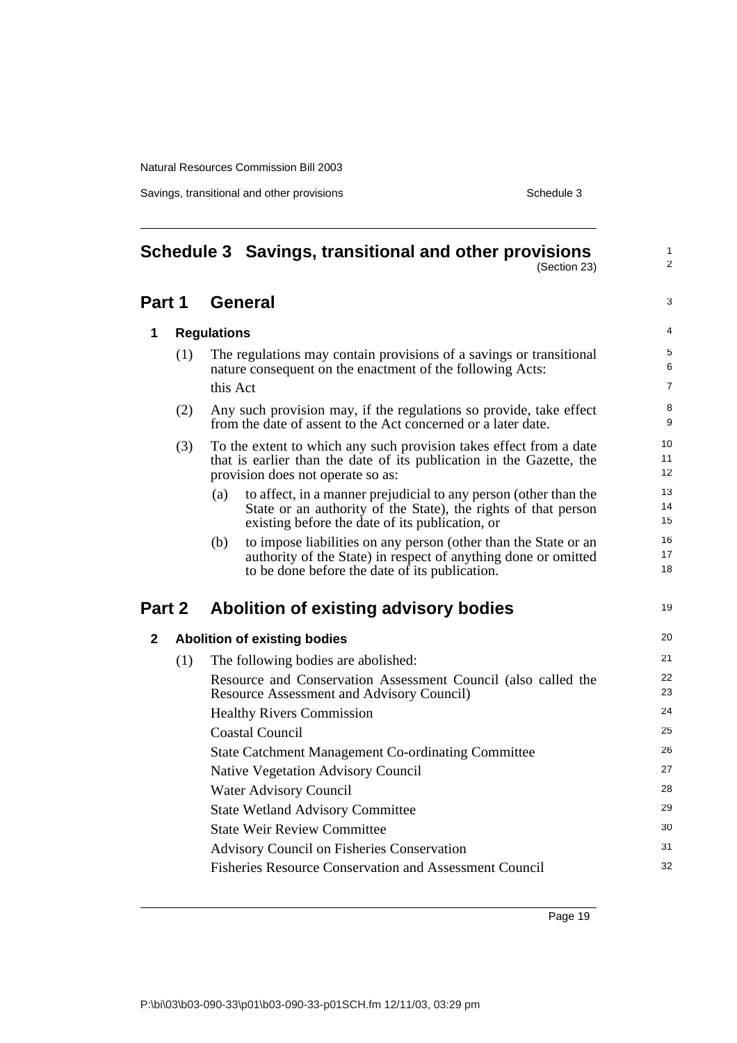# Schedule 3 Savings, transitional and other provisions

(Section 23)

## Part 1 General

### 1 Regulations

(1) The regulations may contain provisions of a savings or transitional nature consequent on the enactment of the following Acts:

this Act

(2) Any such provision may, if the regulations so provide, take effect from the date of assent to the Act concerned or a later date.

(3) To the extent to which any such provision takes effect from a date that is earlier than the date of its publication in the Gazette, the provision does not operate so as:

(a) to affect, in a manner prejudicial to any person (other than the State or an authority of the State), the rights of that person existing before the date of its publication, or

(b) to impose liabilities on any person (other than the State or an authority of the State) in respect of anything done or omitted to be done before the date of its publication.

## Part 2 Abolition of existing advisory bodies

### 2 Abolition of existing bodies

(1) The following bodies are abolished:

Resource and Conservation Assessment Council (also called the Resource Assessment and Advisory Council)

Healthy Rivers Commission

Coastal Council

State Catchment Management Co-ordinating Committee

Native Vegetation Advisory Council

Water Advisory Council

State Wetland Advisory Committee

State Weir Review Committee

Advisory Council on Fisheries Conservation

Fisheries Resource Conservation and Assessment Council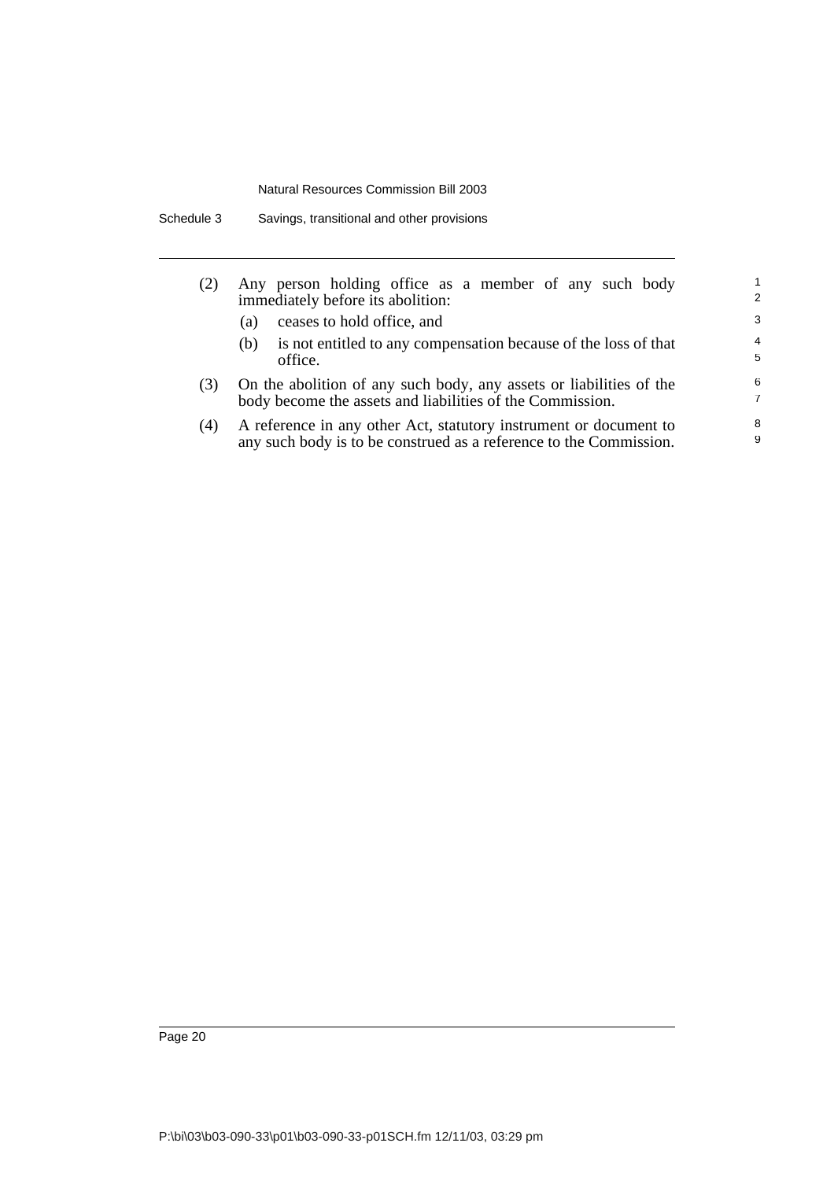(2) Any person holding office as a member of any such body immediately before its abolition:

   (a) ceases to hold office, and

   (b) is not entitled to any compensation because of the loss of that office.

(3) On the abolition of any such body, any assets or liabilities of the body become the assets and liabilities of the Commission.

(4) A reference in any other Act, statutory instrument or document to any such body is to be construed as a reference to the Commission.